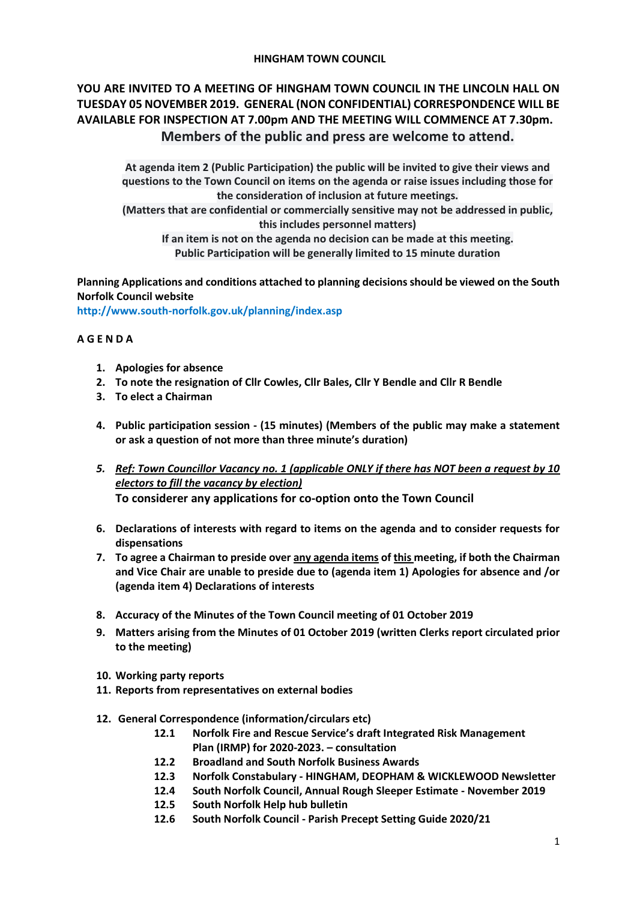**HINGHAM TOWN COUNCIL**

**YOU ARE INVITED TO A MEETING OF HINGHAM TOWN COUNCIL IN THE LINCOLN HALL ON TUESDAY 05 NOVEMBER 2019. GENERAL (NON CONFIDENTIAL) CORRESPONDENCE WILL BE AVAILABLE FOR INSPECTION AT 7.00pm AND THE MEETING WILL COMMENCE AT 7.30pm.**

**Members of the public and press are welcome to attend.**

**At agenda item 2 (Public Participation) the public will be invited to give their views and questions to the Town Council on items on the agenda or raise issues including those for the consideration of inclusion at future meetings.**
**(Matters that are confidential or commercially sensitive may not be addressed in public, this includes personnel matters)**
**If an item is not on the agenda no decision can be made at this meeting.**
**Public Participation will be generally limited to 15 minute duration**

**Planning Applications and conditions attached to planning decisions should be viewed on the South Norfolk Council website**
**http://www.south-norfolk.gov.uk/planning/index.asp**

**A G E N D A**

1. **Apologies for absence**
2. **To note the resignation of Cllr Cowles, Cllr Bales, Cllr Y Bendle and Cllr R Bendle**
3. **To elect a Chairman**
4. **Public participation session - (15 minutes) (Members of the public may make a statement or ask a question of not more than three minute's duration)**
5. ***Ref: Town Councillor Vacancy no. 1 (applicable ONLY if there has NOT been a request by 10 electors to fill the vacancy by election)***
   **To considerer any applications for co-option onto the Town Council**
6. **Declarations of interests with regard to items on the agenda and to consider requests for dispensations**
7. **To agree a Chairman to preside over any agenda items of this meeting, if both the Chairman and Vice Chair are unable to preside due to (agenda item 1) Apologies for absence and /or (agenda item 4) Declarations of interests**
8. **Accuracy of the Minutes of the Town Council meeting of 01 October 2019**
9. **Matters arising from the Minutes of 01 October 2019 (written Clerks report circulated prior to the meeting)**
10. **Working party reports**
11. **Reports from representatives on external bodies**
12. **General Correspondence (information/circulars etc)**
    - **12.1 Norfolk Fire and Rescue Service's draft Integrated Risk Management Plan (IRMP) for 2020-2023. – consultation**
    - **12.2 Broadland and South Norfolk Business Awards**
    - **12.3 Norfolk Constabulary - HINGHAM, DEOPHAM & WICKLEWOOD Newsletter**
    - **12.4 South Norfolk Council, Annual Rough Sleeper Estimate - November 2019**
    - **12.5 South Norfolk Help hub bulletin**
    - **12.6 South Norfolk Council - Parish Precept Setting Guide 2020/21**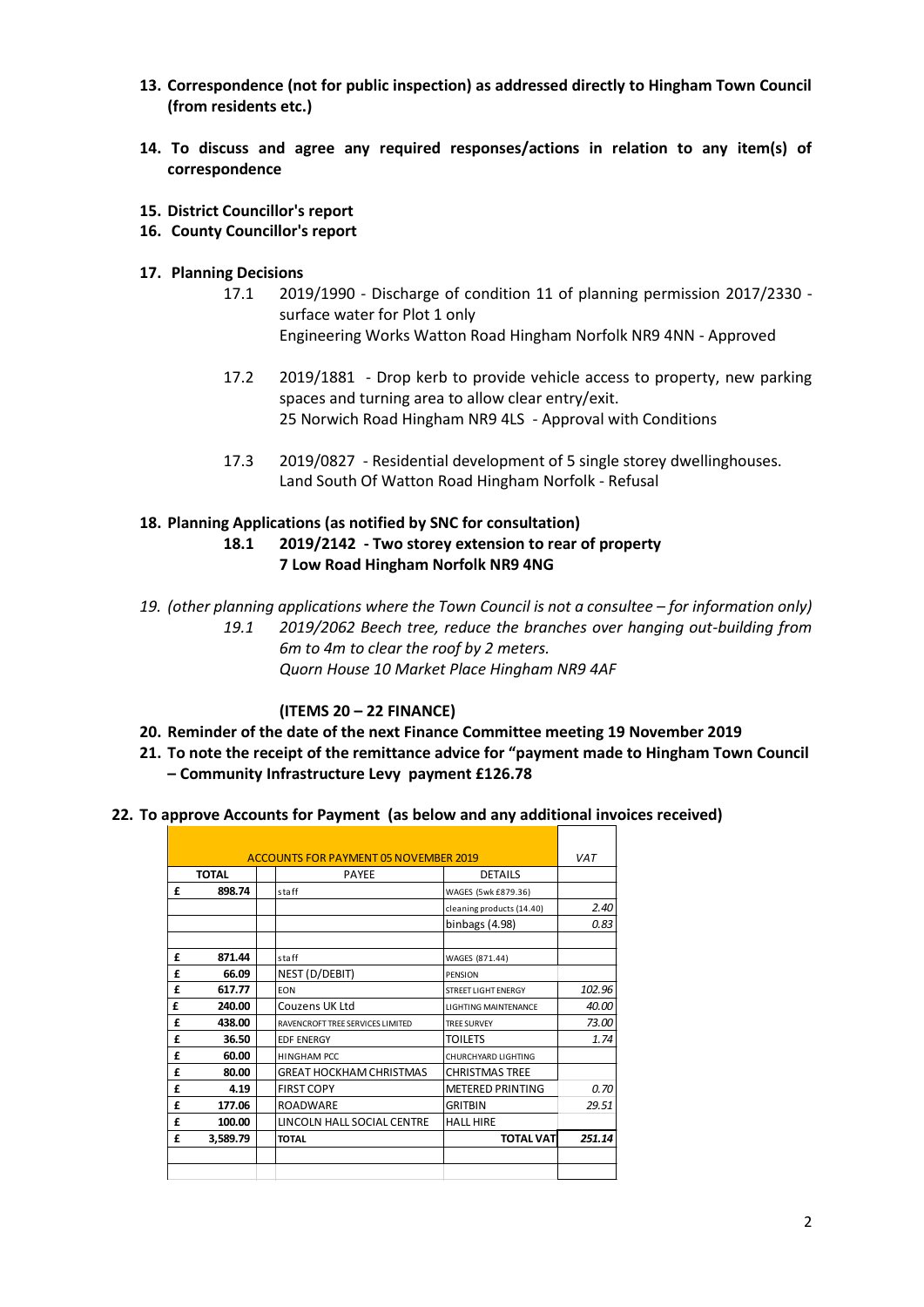**13. Correspondence (not for public inspection) as addressed directly to Hingham Town Council (from residents etc.)**

**14. To discuss and agree any required responses/actions in relation to any item(s) of correspondence**

**15. District Councillor's report**

**16. County Councillor's report**

**17. Planning Decisions**

17.1 2019/1990 - Discharge of condition 11 of planning permission 2017/2330 - surface water for Plot 1 only
Engineering Works Watton Road Hingham Norfolk NR9 4NN - Approved

17.2 2019/1881 - Drop kerb to provide vehicle access to property, new parking spaces and turning area to allow clear entry/exit.
25 Norwich Road Hingham NR9 4LS - Approval with Conditions

17.3 2019/0827 - Residential development of 5 single storey dwellinghouses.
Land South Of Watton Road Hingham Norfolk - Refusal

**18. Planning Applications (as notified by SNC for consultation)**

**18.1 2019/2142 - Two storey extension to rear of property**
**7 Low Road Hingham Norfolk NR9 4NG**

*19. (other planning applications where the Town Council is not a consultee – for information only)*

*19.1 2019/2062 Beech tree, reduce the branches over hanging out-building from 6m to 4m to clear the roof by 2 meters.*
*Quorn House 10 Market Place Hingham NR9 4AF*

**(ITEMS 20 – 22 FINANCE)**

**20. Reminder of the date of the next Finance Committee meeting 19 November 2019**

**21. To note the receipt of the remittance advice for "payment made to Hingham Town Council – Community Infrastructure Levy payment £126.78**

**22. To approve Accounts for Payment (as below and any additional invoices received)**

| ACCOUNTS FOR PAYMENT 05 NOVEMBER 2019 | | | | | VAT |
|---|---|---|---|---|---|
| TOTAL | | | PAYEE | DETAILS | |
| £ | 898.74 | | staff | WAGES (5wk £879.36) | |
| | | | | cleaning products (14.40) | 2.40 |
| | | | | binbags (4.98) | 0.83 |
| | | | | | |
| £ | 871.44 | | staff | WAGES (871.44) | |
| £ | 66.09 | | NEST (D/DEBIT) | PENSION | |
| £ | 617.77 | | EON | STREET LIGHT ENERGY | 102.96 |
| £ | 240.00 | | Couzens UK Ltd | LIGHTING MAINTENANCE | 40.00 |
| £ | 438.00 | | RAVENCROFT TREE SERVICES LIMITED | TREE SURVEY | 73.00 |
| £ | 36.50 | | EDF ENERGY | TOILETS | 1.74 |
| £ | 60.00 | | HINGHAM PCC | CHURCHYARD LIGHTING | |
| £ | 80.00 | | GREAT HOCKHAM CHRISTMAS | CHRISTMAS TREE | |
| £ | 4.19 | | FIRST COPY | METERED PRINTING | 0.70 |
| £ | 177.06 | | ROADWARE | GRITBIN | 29.51 |
| £ | 100.00 | | LINCOLN HALL SOCIAL CENTRE | HALL HIRE | |
| £ | 3,589.79 | | TOTAL | TOTAL VAT | 251.14 |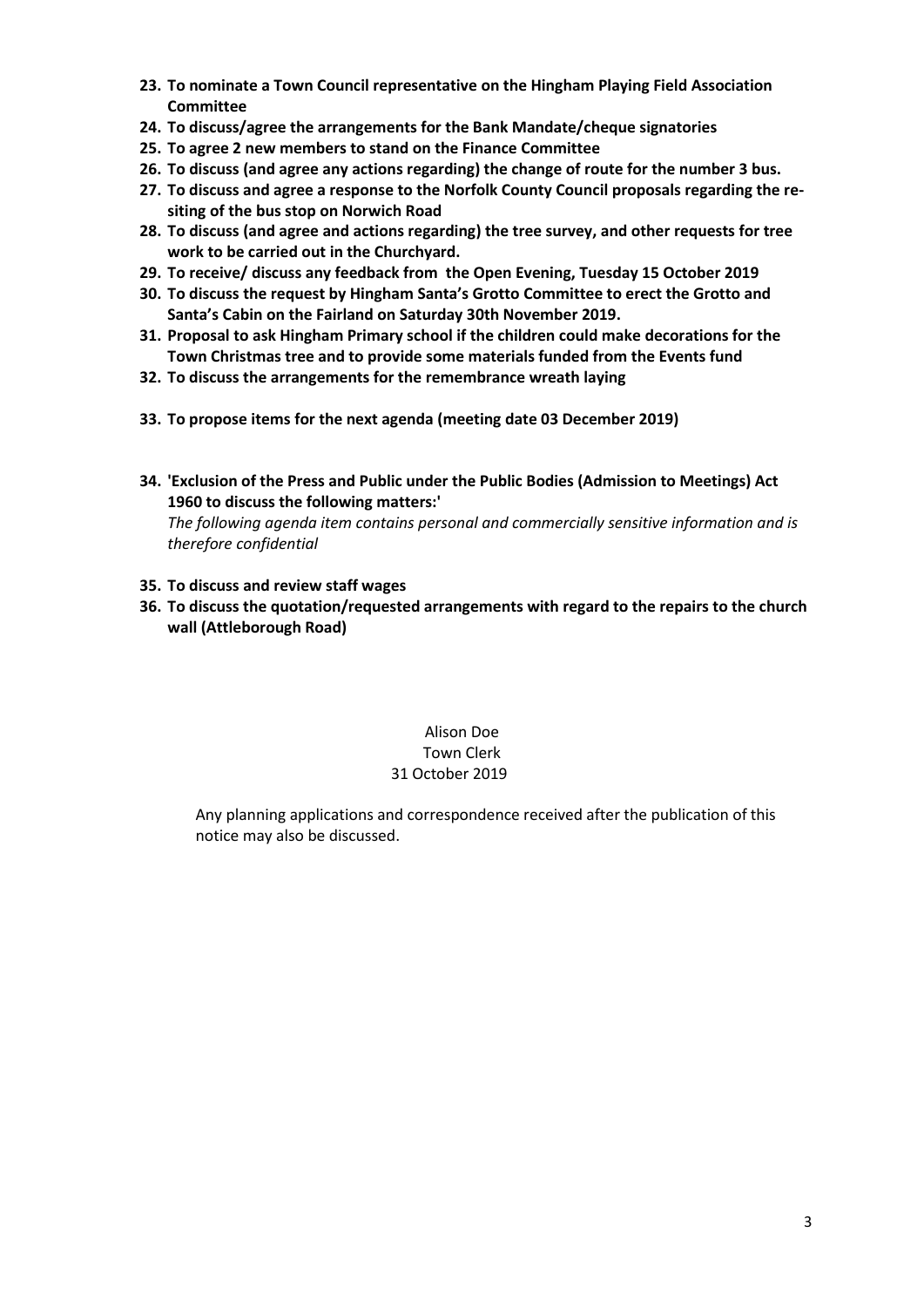23. **To nominate a Town Council representative on the Hingham Playing Field Association Committee**
24. **To discuss/agree the arrangements for the Bank Mandate/cheque signatories**
25. **To agree 2 new members to stand on the Finance Committee**
26. **To discuss (and agree any actions regarding) the change of route for the number 3 bus.**
27. **To discuss and agree a response to the Norfolk County Council proposals regarding the re-siting of the bus stop on Norwich Road**
28. **To discuss (and agree and actions regarding) the tree survey, and other requests for tree work to be carried out in the Churchyard.**
29. **To receive/ discuss any feedback from the Open Evening, Tuesday 15 October 2019**
30. **To discuss the request by Hingham Santa's Grotto Committee to erect the Grotto and Santa's Cabin on the Fairland on Saturday 30th November 2019.**
31. **Proposal to ask Hingham Primary school if the children could make decorations for the Town Christmas tree and to provide some materials funded from the Events fund**
32. **To discuss the arrangements for the remembrance wreath laying**
33. **To propose items for the next agenda (meeting date 03 December 2019)**
34. **'Exclusion of the Press and Public under the Public Bodies (Admission to Meetings) Act 1960 to discuss the following matters:'**
    *The following agenda item contains personal and commercially sensitive information and is therefore confidential*
35. **To discuss and review staff wages**
36. **To discuss the quotation/requested arrangements with regard to the repairs to the church wall (Attleborough Road)**

Alison Doe
Town Clerk
31 October 2019

Any planning applications and correspondence received after the publication of this notice may also be discussed.